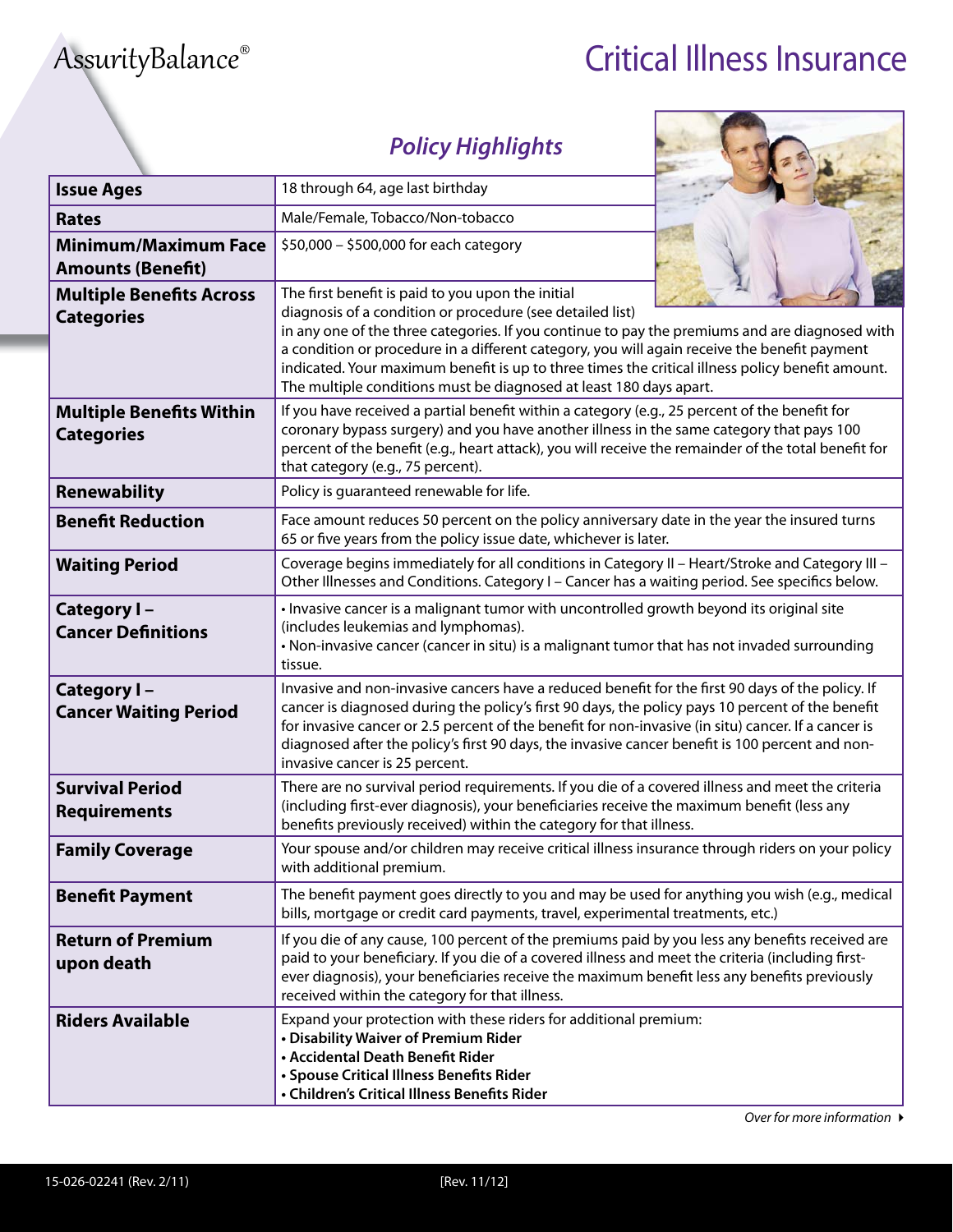AssurityBalance®

# Critical Illness Insurance

## *Policy Highlights*

| | |
|---|---|
| **Issue Ages** | 18 through 64, age last birthday |
| **Rates** | Male/Female, Tobacco/Non-tobacco |
| **Minimum/Maximum Face Amounts (Benefit)** | $50,000 – $500,000 for each category |
| **Multiple Benefits Across Categories** | The first benefit is paid to you upon the initial diagnosis of a condition or procedure (see detailed list) in any one of the three categories. If you continue to pay the premiums and are diagnosed with a condition or procedure in a different category, you will again receive the benefit payment indicated. Your maximum benefit is up to three times the critical illness policy benefit amount. The multiple conditions must be diagnosed at least 180 days apart. |
| **Multiple Benefits Within Categories** | If you have received a partial benefit within a category (e.g., 25 percent of the benefit for coronary bypass surgery) and you have another illness in the same category that pays 100 percent of the benefit (e.g., heart attack), you will receive the remainder of the total benefit for that category (e.g., 75 percent). |
| **Renewability** | Policy is guaranteed renewable for life. |
| **Benefit Reduction** | Face amount reduces 50 percent on the policy anniversary date in the year the insured turns 65 or five years from the policy issue date, whichever is later. |
| **Waiting Period** | Coverage begins immediately for all conditions in Category II – Heart/Stroke and Category III – Other Illnesses and Conditions. Category I – Cancer has a waiting period. See specifics below. |
| **Category I – Cancer Definitions** | • Invasive cancer is a malignant tumor with uncontrolled growth beyond its original site (includes leukemias and lymphomas).<br>• Non-invasive cancer (cancer in situ) is a malignant tumor that has not invaded surrounding tissue. |
| **Category I – Cancer Waiting Period** | Invasive and non-invasive cancers have a reduced benefit for the first 90 days of the policy. If cancer is diagnosed during the policy's first 90 days, the policy pays 10 percent of the benefit for invasive cancer or 2.5 percent of the benefit for non-invasive (in situ) cancer. If a cancer is diagnosed after the policy's first 90 days, the invasive cancer benefit is 100 percent and non-invasive cancer is 25 percent. |
| **Survival Period Requirements** | There are no survival period requirements. If you die of a covered illness and meet the criteria (including first-ever diagnosis), your beneficiaries receive the maximum benefit (less any benefits previously received) within the category for that illness. |
| **Family Coverage** | Your spouse and/or children may receive critical illness insurance through riders on your policy with additional premium. |
| **Benefit Payment** | The benefit payment goes directly to you and may be used for anything you wish (e.g., medical bills, mortgage or credit card payments, travel, experimental treatments, etc.) |
| **Return of Premium upon death** | If you die of any cause, 100 percent of the premiums paid by you less any benefits received are paid to your beneficiary. If you die of a covered illness and meet the criteria (including first-ever diagnosis), your beneficiaries receive the maximum benefit less any benefits previously received within the category for that illness. |
| **Riders Available** | Expand your protection with these riders for additional premium:<br>**• Disability Waiver of Premium Rider**<br>**• Accidental Death Benefit Rider**<br>**• Spouse Critical Illness Benefits Rider**<br>**• Children's Critical Illness Benefits Rider** |

*Over for more information*

15-026-02241 (Rev. 2/11) [Rev. 11/12]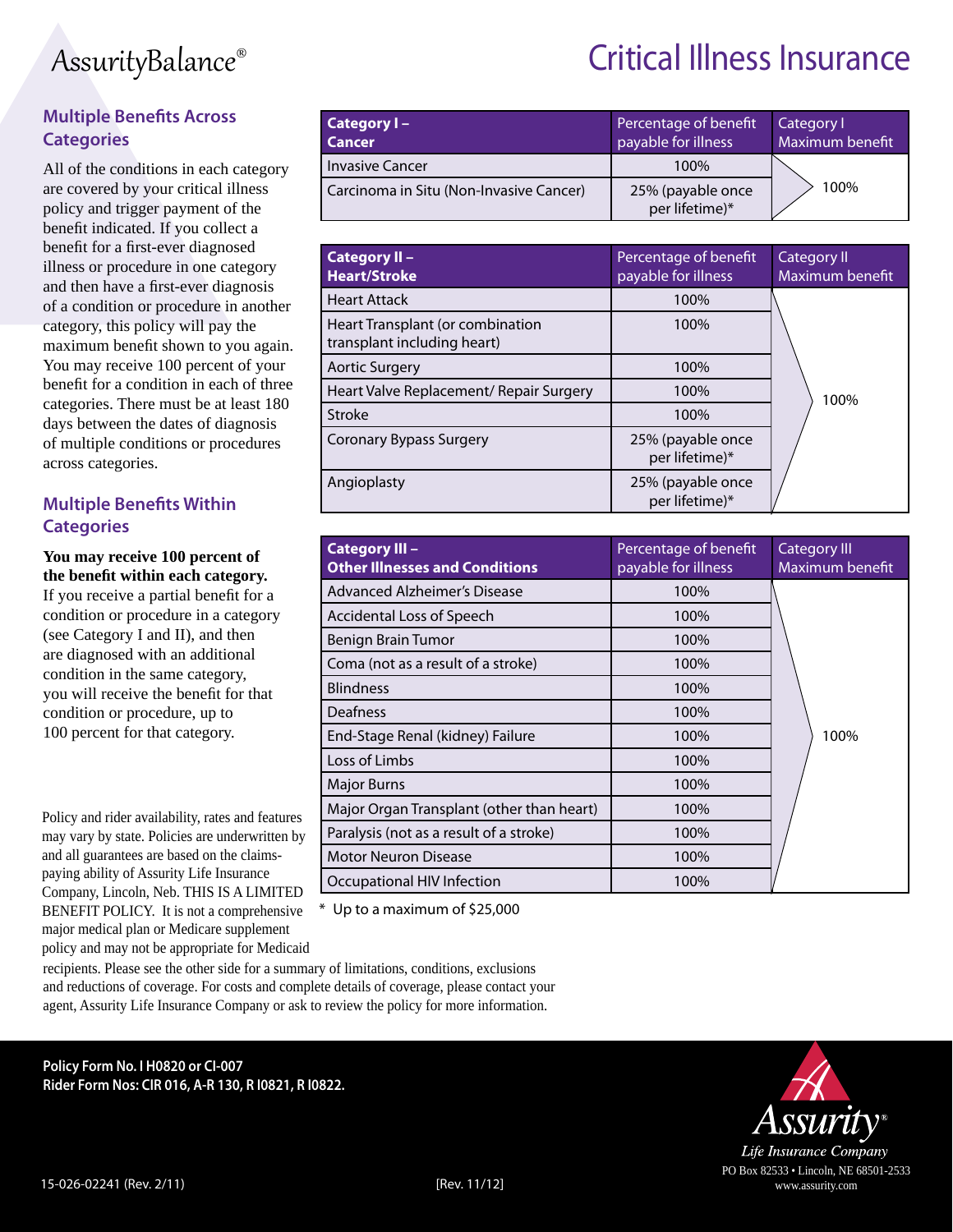AssurityBalance®

# Critical Illness Insurance

## Multiple Benefits Across Categories

All of the conditions in each category are covered by your critical illness policy and trigger payment of the benefit indicated. If you collect a benefit for a first-ever diagnosed illness or procedure in one category and then have a first-ever diagnosis of a condition or procedure in another category, this policy will pay the maximum benefit shown to you again. You may receive 100 percent of your benefit for a condition in each of three categories. There must be at least 180 days between the dates of diagnosis of multiple conditions or procedures across categories.

## Multiple Benefits Within Categories

**You may receive 100 percent of the benefit within each category.** If you receive a partial benefit for a condition or procedure in a category (see Category I and II), and then are diagnosed with an additional condition in the same category, you will receive the benefit for that condition or procedure, up to 100 percent for that category.

| Category I – Cancer | Percentage of benefit payable for illness | Category I Maximum benefit |
|---|---|---|
| Invasive Cancer | 100% | 100% |
| Carcinoma in Situ (Non-Invasive Cancer) | 25% (payable once per lifetime)* | |

| Category II – Heart/Stroke | Percentage of benefit payable for illness | Category II Maximum benefit |
|---|---|---|
| Heart Attack | 100% | 100% |
| Heart Transplant (or combination transplant including heart) | 100% | |
| Aortic Surgery | 100% | |
| Heart Valve Replacement/ Repair Surgery | 100% | |
| Stroke | 100% | |
| Coronary Bypass Surgery | 25% (payable once per lifetime)* | |
| Angioplasty | 25% (payable once per lifetime)* | |

| Category III – Other Illnesses and Conditions | Percentage of benefit payable for illness | Category III Maximum benefit |
|---|---|---|
| Advanced Alzheimer's Disease | 100% | 100% |
| Accidental Loss of Speech | 100% | |
| Benign Brain Tumor | 100% | |
| Coma (not as a result of a stroke) | 100% | |
| Blindness | 100% | |
| Deafness | 100% | |
| End-Stage Renal (kidney) Failure | 100% | |
| Loss of Limbs | 100% | |
| Major Burns | 100% | |
| Major Organ Transplant (other than heart) | 100% | |
| Paralysis (not as a result of a stroke) | 100% | |
| Motor Neuron Disease | 100% | |
| Occupational HIV Infection | 100% | |

* Up to a maximum of $25,000

Policy and rider availability, rates and features may vary by state. Policies are underwritten by and all guarantees are based on the claims-paying ability of Assurity Life Insurance Company, Lincoln, Neb. THIS IS A LIMITED BENEFIT POLICY. It is not a comprehensive major medical plan or Medicare supplement policy and may not be appropriate for Medicaid recipients. Please see the other side for a summary of limitations, conditions, exclusions and reductions of coverage. For costs and complete details of coverage, please contact your agent, Assurity Life Insurance Company or ask to review the policy for more information.

**Policy Form No. I H0820 or CI-007**
**Rider Form Nos: CIR 016, A-R 130, R I0821, R I0822.**

Assurity® Life Insurance Company
PO Box 82533 • Lincoln, NE 68501-2533
www.assurity.com

15-026-02241 (Rev. 2/11)

[Rev. 11/12]